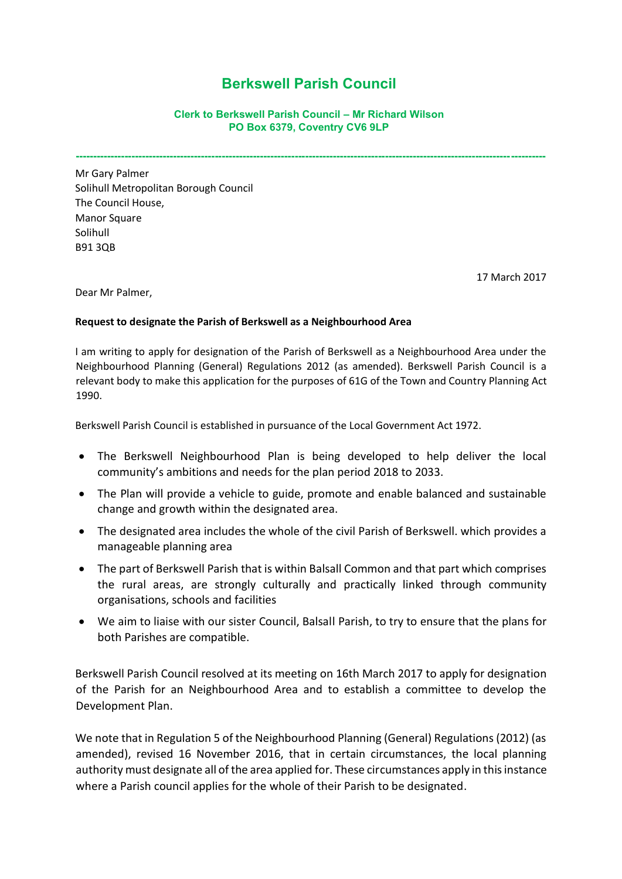# Berkswell Parish Council

**Clerk to Berkswell Parish Council – Mr Richard Wilson**
**PO Box 6379, Coventry CV6 9LP**

---

Mr Gary Palmer
Solihull Metropolitan Borough Council
The Council House,
Manor Square
Solihull
B91 3QB

17 March 2017

Dear Mr Palmer,

**Request to designate the Parish of Berkswell as a Neighbourhood Area**

I am writing to apply for designation of the Parish of Berkswell as a Neighbourhood Area under the Neighbourhood Planning (General) Regulations 2012 (as amended). Berkswell Parish Council is a relevant body to make this application for the purposes of 61G of the Town and Country Planning Act 1990.

Berkswell Parish Council is established in pursuance of the Local Government Act 1972.

- The Berkswell Neighbourhood Plan is being developed to help deliver the local community's ambitions and needs for the plan period 2018 to 2033.
- The Plan will provide a vehicle to guide, promote and enable balanced and sustainable change and growth within the designated area.
- The designated area includes the whole of the civil Parish of Berkswell. which provides a manageable planning area
- The part of Berkswell Parish that is within Balsall Common and that part which comprises the rural areas, are strongly culturally and practically linked through community organisations, schools and facilities
- We aim to liaise with our sister Council, Balsall Parish, to try to ensure that the plans for both Parishes are compatible.

Berkswell Parish Council resolved at its meeting on 16th March 2017 to apply for designation of the Parish for an Neighbourhood Area and to establish a committee to develop the Development Plan.

We note that in Regulation 5 of the Neighbourhood Planning (General) Regulations (2012) (as amended), revised 16 November 2016, that in certain circumstances, the local planning authority must designate all of the area applied for. These circumstances apply in this instance where a Parish council applies for the whole of their Parish to be designated.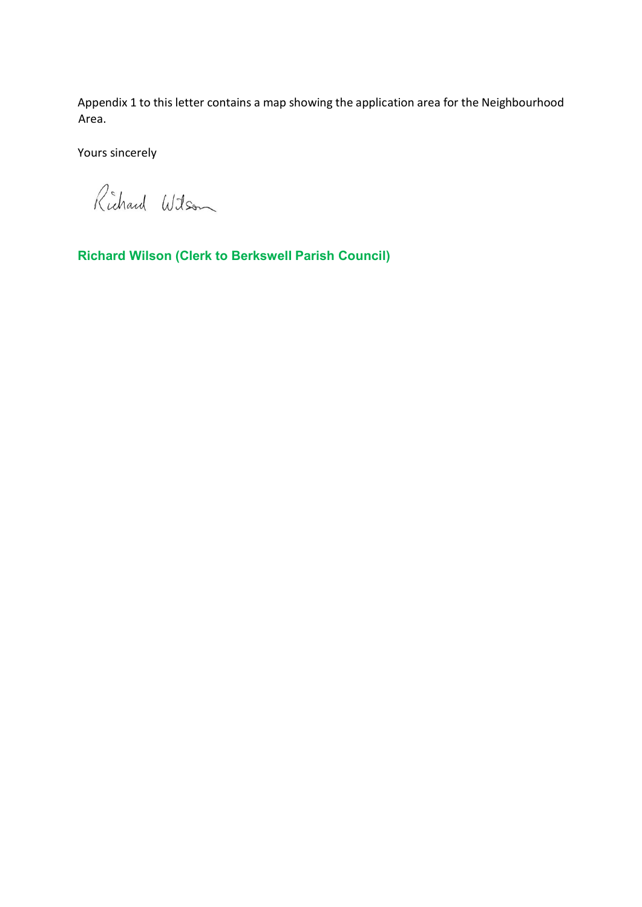Appendix 1 to this letter contains a map showing the application area for the Neighbourhood Area.

Yours sincerely

Richard Wilson

**Richard Wilson (Clerk to Berkswell Parish Council)**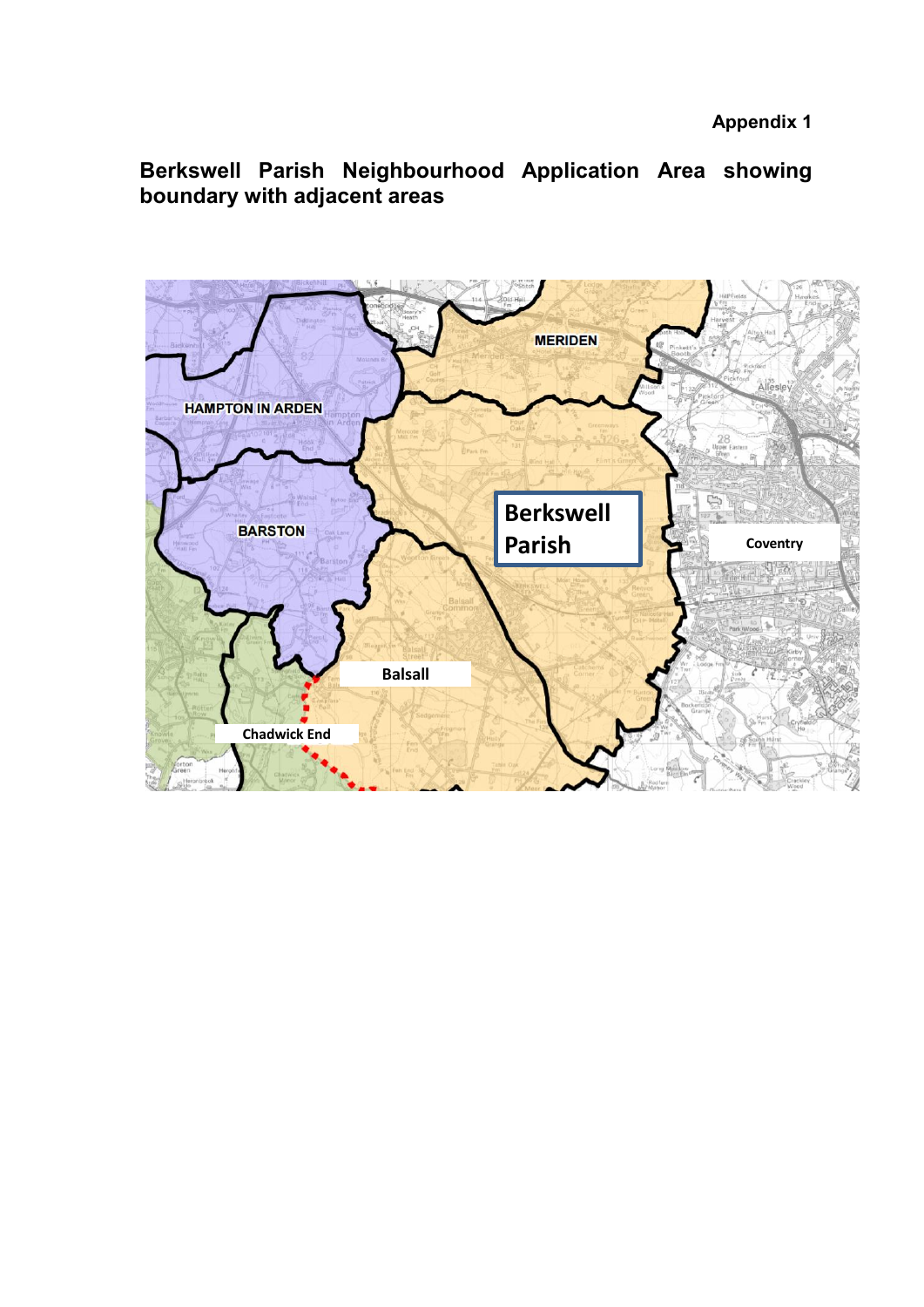Appendix 1

**Berkswell Parish Neighbourhood Application Area showing boundary with adjacent areas**

HAMPTON IN ARDEN

MERIDEN

BARSTON

Berkswell Parish

Coventry

Balsall

Chadwick End